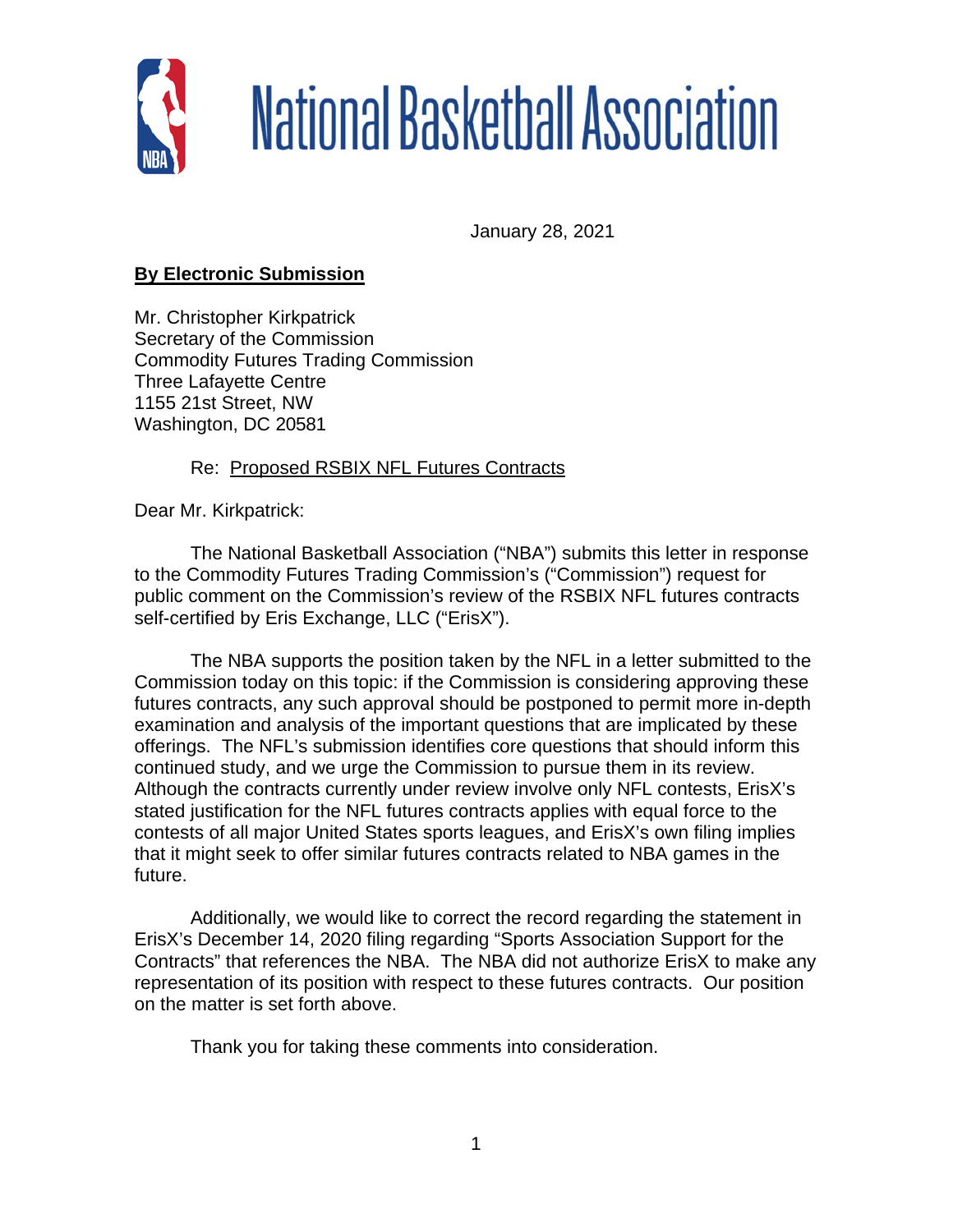# National Basketball Association

January 28, 2021

**By Electronic Submission**

Mr. Christopher Kirkpatrick
Secretary of the Commission
Commodity Futures Trading Commission
Three Lafayette Centre
1155 21st Street, NW
Washington, DC 20581

Re: Proposed RSBIX NFL Futures Contracts

Dear Mr. Kirkpatrick:

The National Basketball Association ("NBA") submits this letter in response to the Commodity Futures Trading Commission's ("Commission") request for public comment on the Commission's review of the RSBIX NFL futures contracts self-certified by Eris Exchange, LLC ("ErisX").

The NBA supports the position taken by the NFL in a letter submitted to the Commission today on this topic: if the Commission is considering approving these futures contracts, any such approval should be postponed to permit more in-depth examination and analysis of the important questions that are implicated by these offerings. The NFL's submission identifies core questions that should inform this continued study, and we urge the Commission to pursue them in its review. Although the contracts currently under review involve only NFL contests, ErisX's stated justification for the NFL futures contracts applies with equal force to the contests of all major United States sports leagues, and ErisX's own filing implies that it might seek to offer similar futures contracts related to NBA games in the future.

Additionally, we would like to correct the record regarding the statement in ErisX's December 14, 2020 filing regarding "Sports Association Support for the Contracts" that references the NBA. The NBA did not authorize ErisX to make any representation of its position with respect to these futures contracts. Our position on the matter is set forth above.

Thank you for taking these comments into consideration.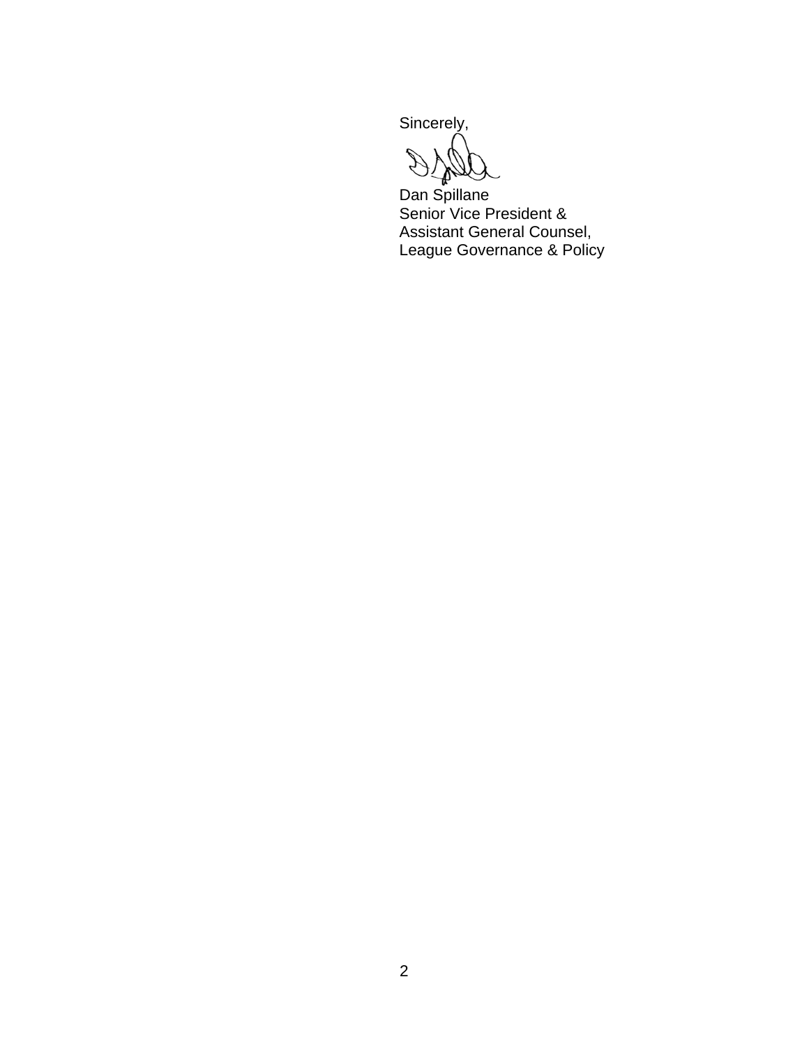Sincerely,

Dan Spillane
Senior Vice President &
Assistant General Counsel,
League Governance & Policy